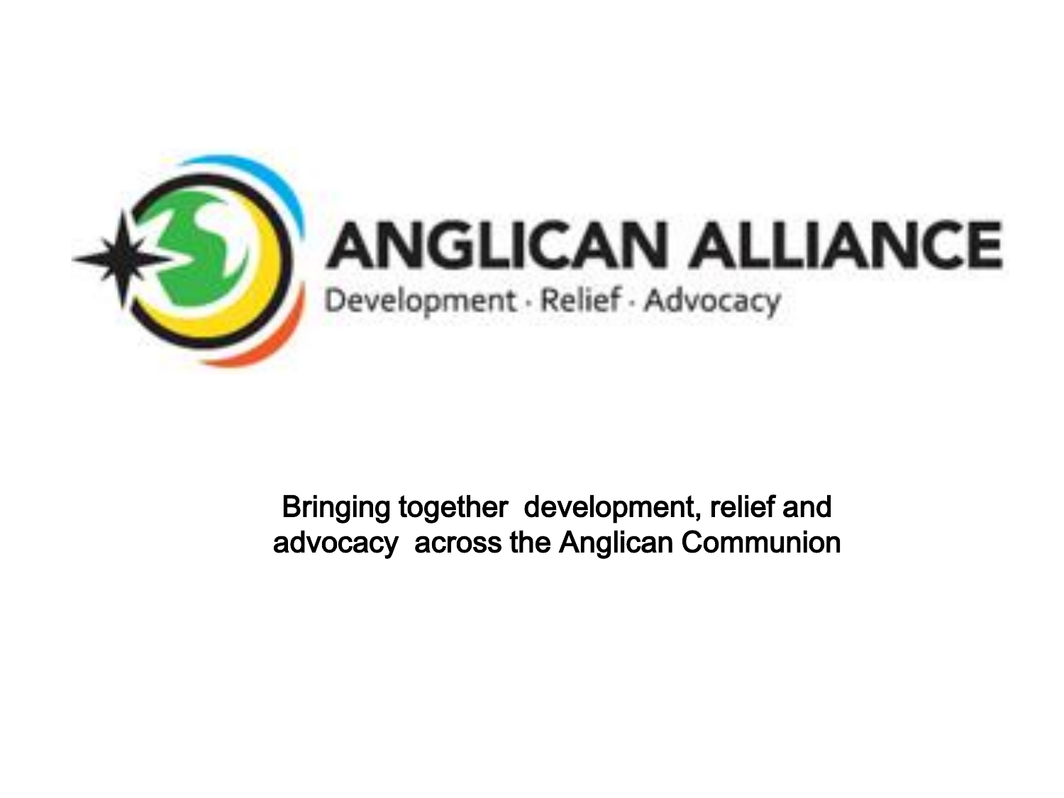# ANGLICAN ALLIANCE

Development · Relief · Advocacy

Bringing together development, relief and advocacy across the Anglican Communion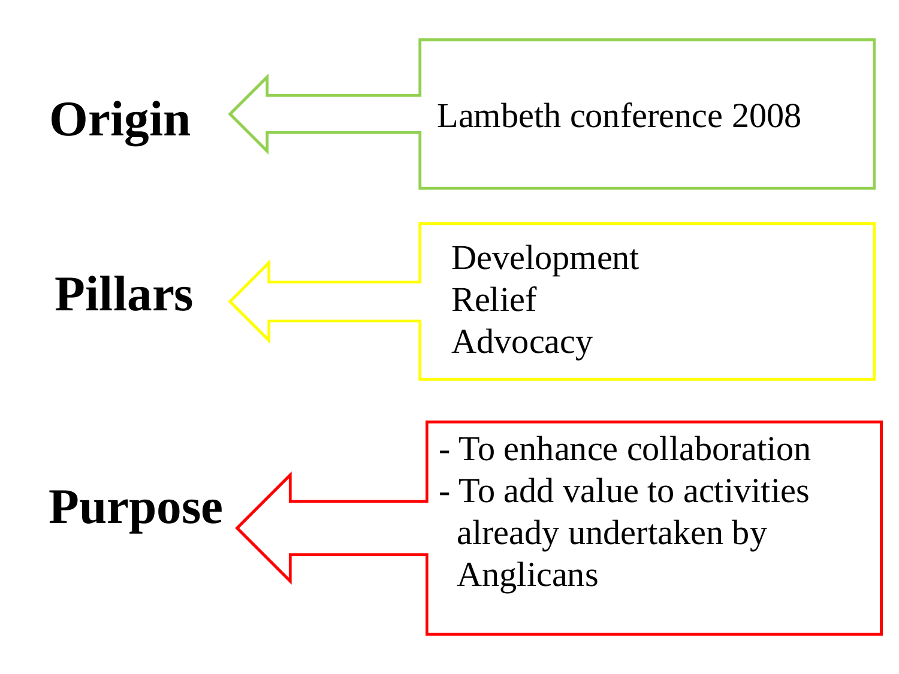**Origin**

Lambeth conference 2008

**Pillars**

Development
Relief
Advocacy

**Purpose**

- To enhance collaboration
- To add value to activities already undertaken by Anglicans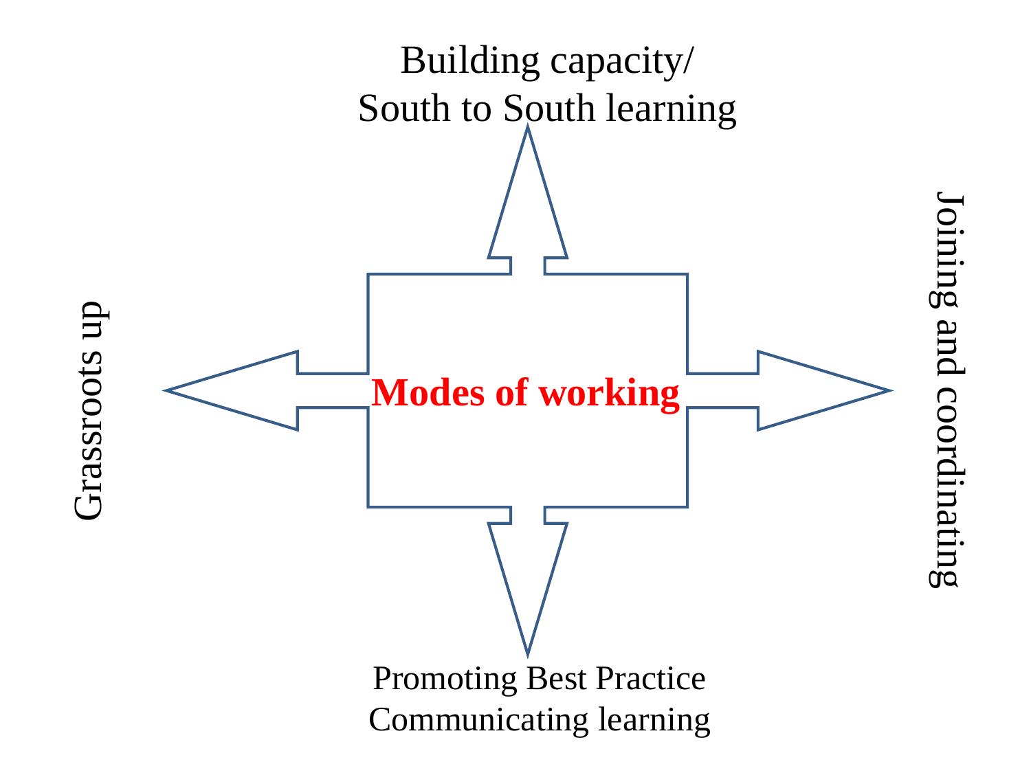Building capacity/
South to South learning

Grassroots up

**Modes of working**

Joining and coordinating

Promoting Best Practice
Communicating learning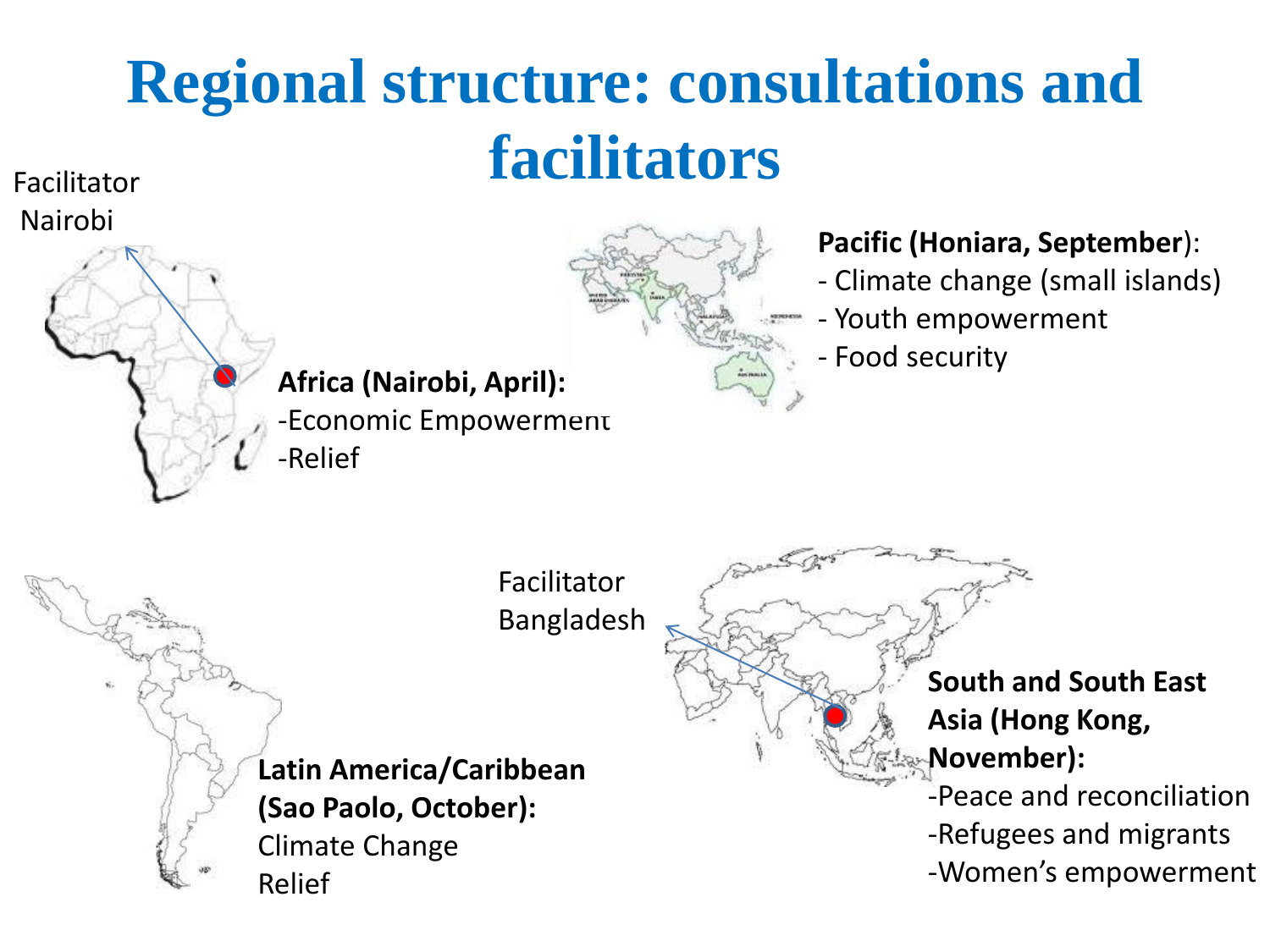# Regional structure: consultations and facilitators

Facilitator Nairobi

**Africa (Nairobi, April):**
-Economic Empowerment
-Relief

**Pacific (Honiara, September)**:
- Climate change (small islands)
- Youth empowerment
- Food security

Facilitator Bangladesh

**Latin America/Caribbean (Sao Paolo, October):**
Climate Change
Relief

**South and South East Asia (Hong Kong, November):**
-Peace and reconciliation
-Refugees and migrants
-Women's empowerment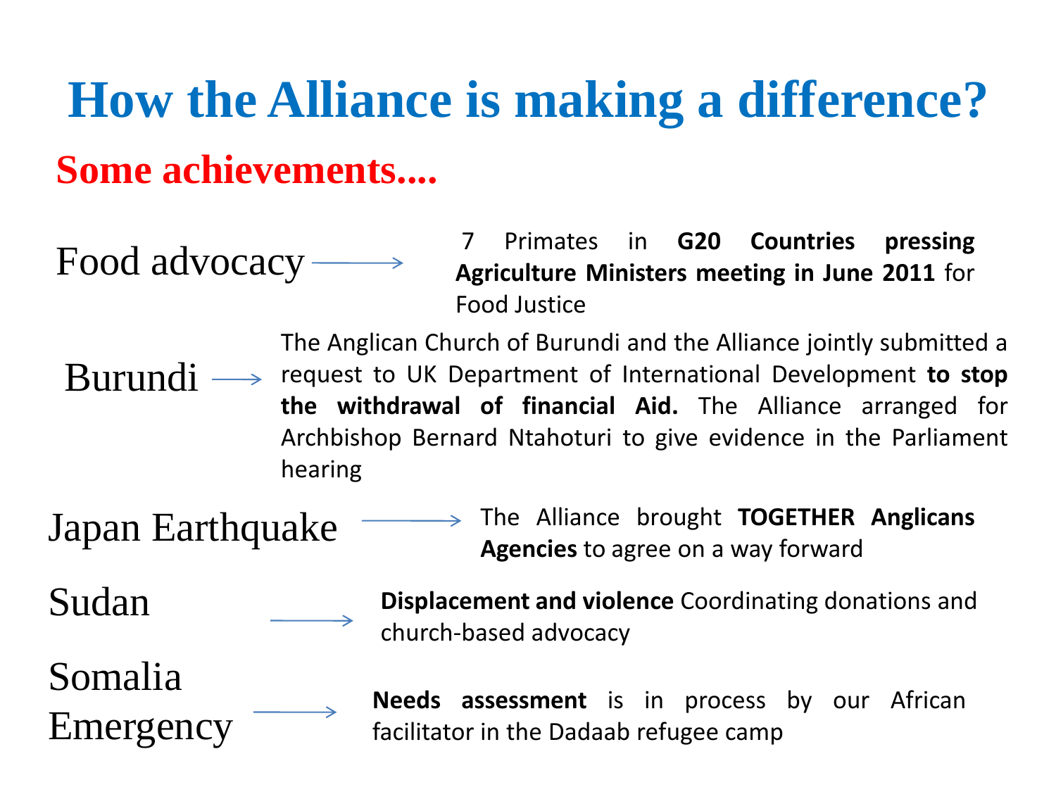# How the Alliance is making a difference?

## Some achievements....

- **Food advocacy** → 7 Primates in **G20 Countries pressing Agriculture Ministers meeting in June 2011** for Food Justice
- **Burundi** → The Anglican Church of Burundi and the Alliance jointly submitted a request to UK Department of International Development **to stop the withdrawal of financial Aid.** The Alliance arranged for Archbishop Bernard Ntahoturi to give evidence in the Parliament hearing
- **Japan Earthquake** → The Alliance brought **TOGETHER Anglicans Agencies** to agree on a way forward
- **Sudan** → **Displacement and violence** Coordinating donations and church-based advocacy
- **Somalia Emergency** → **Needs assessment** is in process by our African facilitator in the Dadaab refugee camp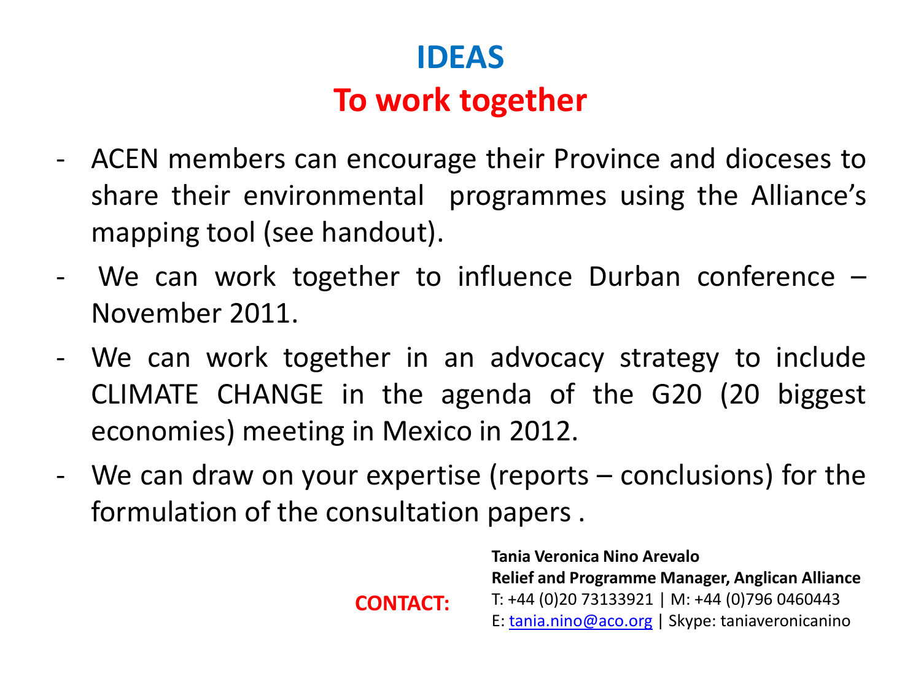# IDEAS

## To work together

- ACEN members can encourage their Province and dioceses to share their environmental programmes using the Alliance's mapping tool (see handout).
- We can work together to influence Durban conference – November 2011.
- We can work together in an advocacy strategy to include CLIMATE CHANGE in the agenda of the G20 (20 biggest economies) meeting in Mexico in 2012.
- We can draw on your expertise (reports – conclusions) for the formulation of the consultation papers .

**CONTACT:**

**Tania Veronica Nino Arevalo**
**Relief and Programme Manager, Anglican Alliance**
T: +44 (0)20 73133921 | M: +44 (0)796 0460443
E: tania.nino@aco.org | Skype: taniaveronicanino